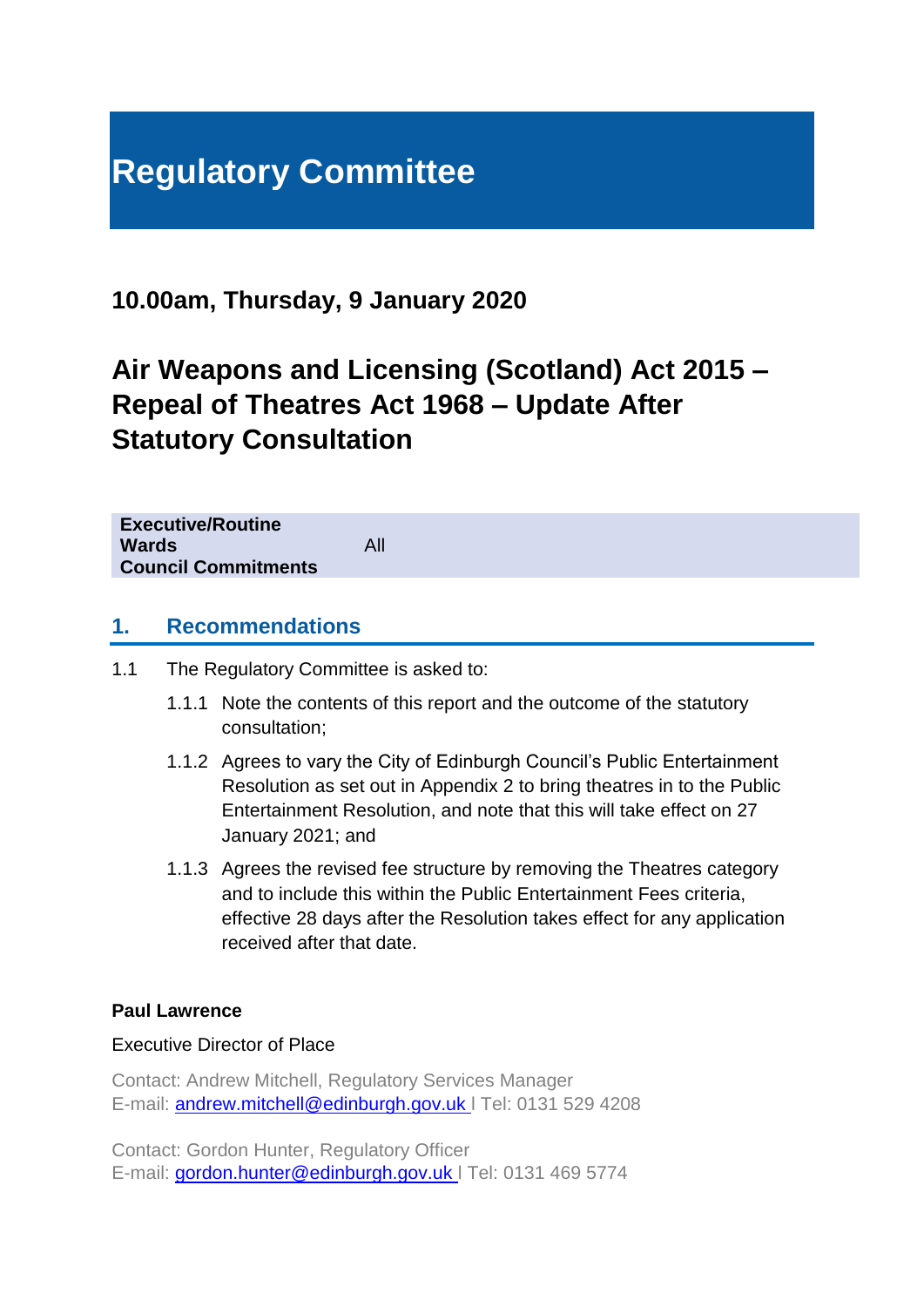# Regulatory Committee

## 10.00am, Thursday, 9 January 2020

## Air Weapons and Licensing (Scotland) Act 2015 – Repeal of Theatres Act 1968 – Update After Statutory Consultation

| | |
|---|---|
| **Executive/Routine** | |
| **Wards** | All |
| **Council Commitments** | |

## 1. Recommendations

1.1 The Regulatory Committee is asked to:

1.1.1 Note the contents of this report and the outcome of the statutory consultation;

1.1.2 Agrees to vary the City of Edinburgh Council's Public Entertainment Resolution as set out in Appendix 2 to bring theatres in to the Public Entertainment Resolution, and note that this will take effect on 27 January 2021; and

1.1.3 Agrees the revised fee structure by removing the Theatres category and to include this within the Public Entertainment Fees criteria, effective 28 days after the Resolution takes effect for any application received after that date.

**Paul Lawrence**

Executive Director of Place

Contact: Andrew Mitchell, Regulatory Services Manager
E-mail: andrew.mitchell@edinburgh.gov.uk | Tel: 0131 529 4208

Contact: Gordon Hunter, Regulatory Officer
E-mail: gordon.hunter@edinburgh.gov.uk | Tel: 0131 469 5774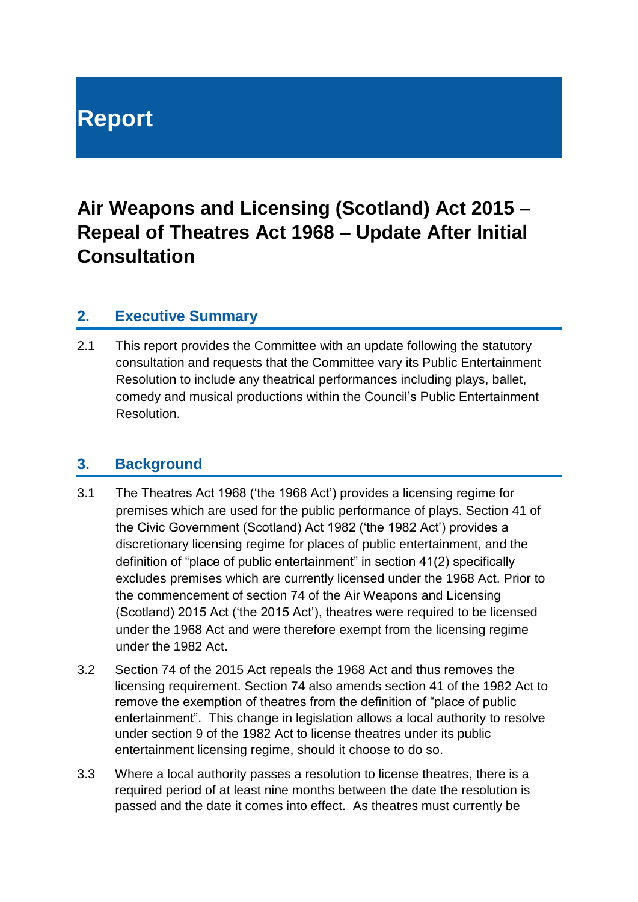# Report

## Air Weapons and Licensing (Scotland) Act 2015 – Repeal of Theatres Act 1968 – Update After Initial Consultation

### 2. Executive Summary

2.1 This report provides the Committee with an update following the statutory consultation and requests that the Committee vary its Public Entertainment Resolution to include any theatrical performances including plays, ballet, comedy and musical productions within the Council's Public Entertainment Resolution.

### 3. Background

3.1 The Theatres Act 1968 ('the 1968 Act') provides a licensing regime for premises which are used for the public performance of plays. Section 41 of the Civic Government (Scotland) Act 1982 ('the 1982 Act') provides a discretionary licensing regime for places of public entertainment, and the definition of "place of public entertainment" in section 41(2) specifically excludes premises which are currently licensed under the 1968 Act. Prior to the commencement of section 74 of the Air Weapons and Licensing (Scotland) 2015 Act ('the 2015 Act'), theatres were required to be licensed under the 1968 Act and were therefore exempt from the licensing regime under the 1982 Act.

3.2 Section 74 of the 2015 Act repeals the 1968 Act and thus removes the licensing requirement. Section 74 also amends section 41 of the 1982 Act to remove the exemption of theatres from the definition of "place of public entertainment". This change in legislation allows a local authority to resolve under section 9 of the 1982 Act to license theatres under its public entertainment licensing regime, should it choose to do so.

3.3 Where a local authority passes a resolution to license theatres, there is a required period of at least nine months between the date the resolution is passed and the date it comes into effect. As theatres must currently be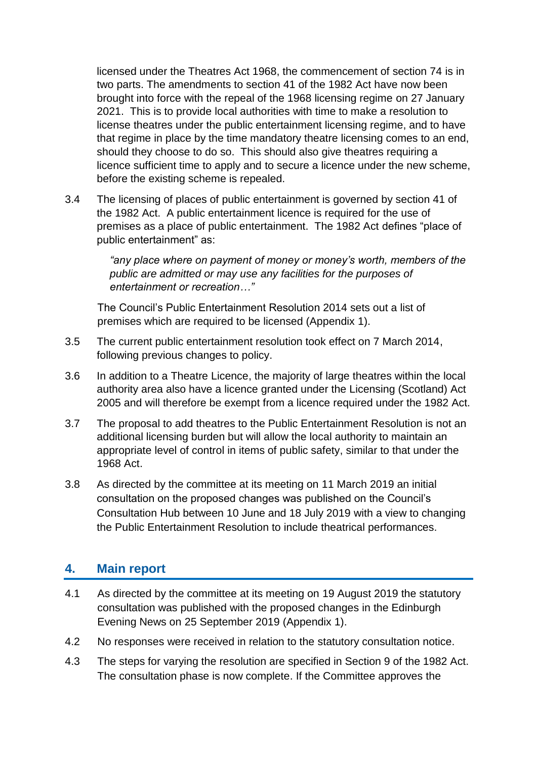licensed under the Theatres Act 1968, the commencement of section 74 is in two parts. The amendments to section 41 of the 1982 Act have now been brought into force with the repeal of the 1968 licensing regime on 27 January 2021. This is to provide local authorities with time to make a resolution to license theatres under the public entertainment licensing regime, and to have that regime in place by the time mandatory theatre licensing comes to an end, should they choose to do so. This should also give theatres requiring a licence sufficient time to apply and to secure a licence under the new scheme, before the existing scheme is repealed.

3.4 The licensing of places of public entertainment is governed by section 41 of the 1982 Act. A public entertainment licence is required for the use of premises as a place of public entertainment. The 1982 Act defines "place of public entertainment" as:

> *"any place where on payment of money or money's worth, members of the public are admitted or may use any facilities for the purposes of entertainment or recreation…"*

The Council's Public Entertainment Resolution 2014 sets out a list of premises which are required to be licensed (Appendix 1).

3.5 The current public entertainment resolution took effect on 7 March 2014, following previous changes to policy.

3.6 In addition to a Theatre Licence, the majority of large theatres within the local authority area also have a licence granted under the Licensing (Scotland) Act 2005 and will therefore be exempt from a licence required under the 1982 Act.

3.7 The proposal to add theatres to the Public Entertainment Resolution is not an additional licensing burden but will allow the local authority to maintain an appropriate level of control in items of public safety, similar to that under the 1968 Act.

3.8 As directed by the committee at its meeting on 11 March 2019 an initial consultation on the proposed changes was published on the Council's Consultation Hub between 10 June and 18 July 2019 with a view to changing the Public Entertainment Resolution to include theatrical performances.

## 4. Main report

4.1 As directed by the committee at its meeting on 19 August 2019 the statutory consultation was published with the proposed changes in the Edinburgh Evening News on 25 September 2019 (Appendix 1).

4.2 No responses were received in relation to the statutory consultation notice.

4.3 The steps for varying the resolution are specified in Section 9 of the 1982 Act. The consultation phase is now complete. If the Committee approves the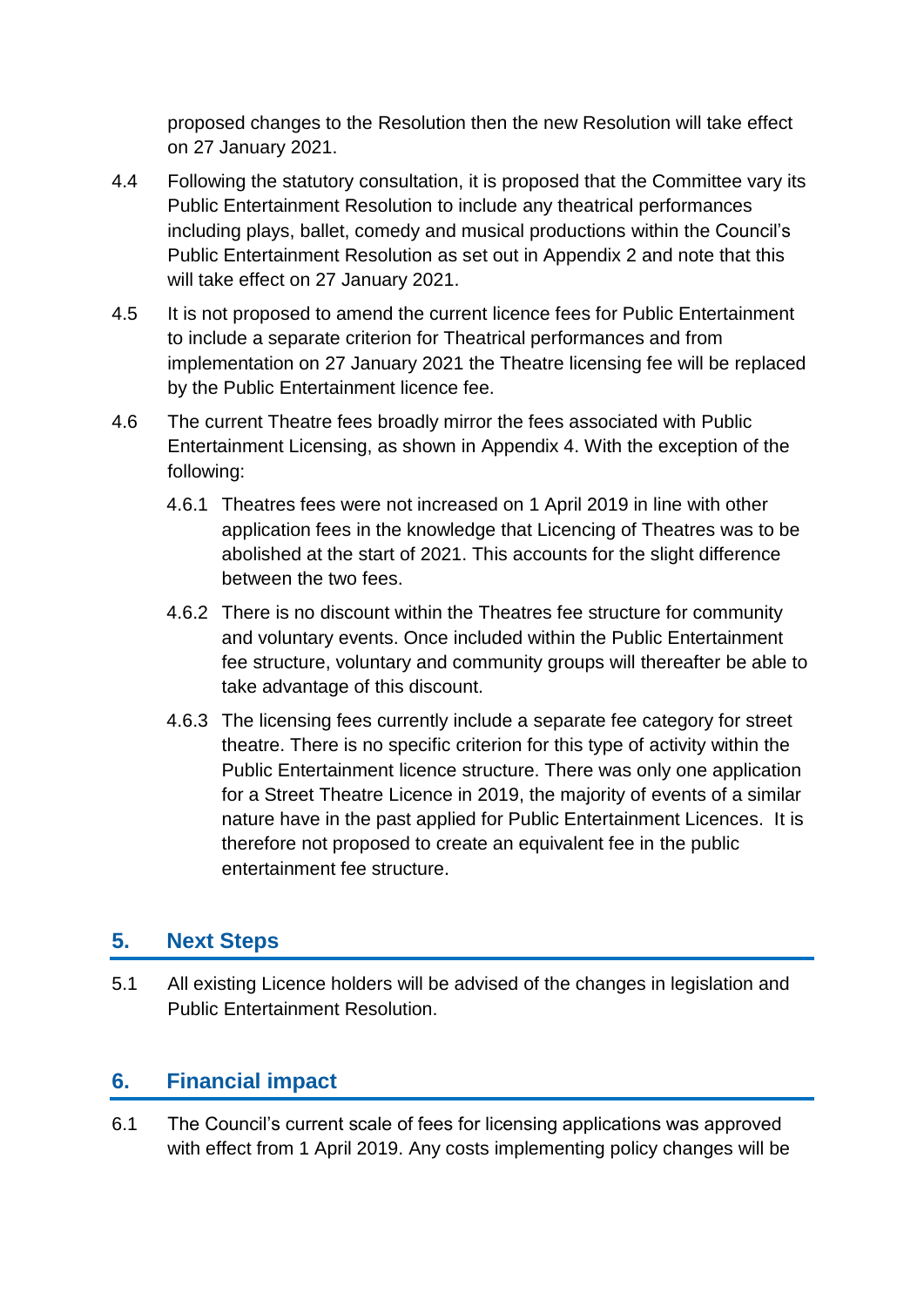proposed changes to the Resolution then the new Resolution will take effect on 27 January 2021.

4.4 Following the statutory consultation, it is proposed that the Committee vary its Public Entertainment Resolution to include any theatrical performances including plays, ballet, comedy and musical productions within the Council's Public Entertainment Resolution as set out in Appendix 2 and note that this will take effect on 27 January 2021.

4.5 It is not proposed to amend the current licence fees for Public Entertainment to include a separate criterion for Theatrical performances and from implementation on 27 January 2021 the Theatre licensing fee will be replaced by the Public Entertainment licence fee.

4.6 The current Theatre fees broadly mirror the fees associated with Public Entertainment Licensing, as shown in Appendix 4. With the exception of the following:

4.6.1 Theatres fees were not increased on 1 April 2019 in line with other application fees in the knowledge that Licencing of Theatres was to be abolished at the start of 2021. This accounts for the slight difference between the two fees.

4.6.2 There is no discount within the Theatres fee structure for community and voluntary events. Once included within the Public Entertainment fee structure, voluntary and community groups will thereafter be able to take advantage of this discount.

4.6.3 The licensing fees currently include a separate fee category for street theatre. There is no specific criterion for this type of activity within the Public Entertainment licence structure. There was only one application for a Street Theatre Licence in 2019, the majority of events of a similar nature have in the past applied for Public Entertainment Licences. It is therefore not proposed to create an equivalent fee in the public entertainment fee structure.

## 5. Next Steps

5.1 All existing Licence holders will be advised of the changes in legislation and Public Entertainment Resolution.

## 6. Financial impact

6.1 The Council's current scale of fees for licensing applications was approved with effect from 1 April 2019. Any costs implementing policy changes will be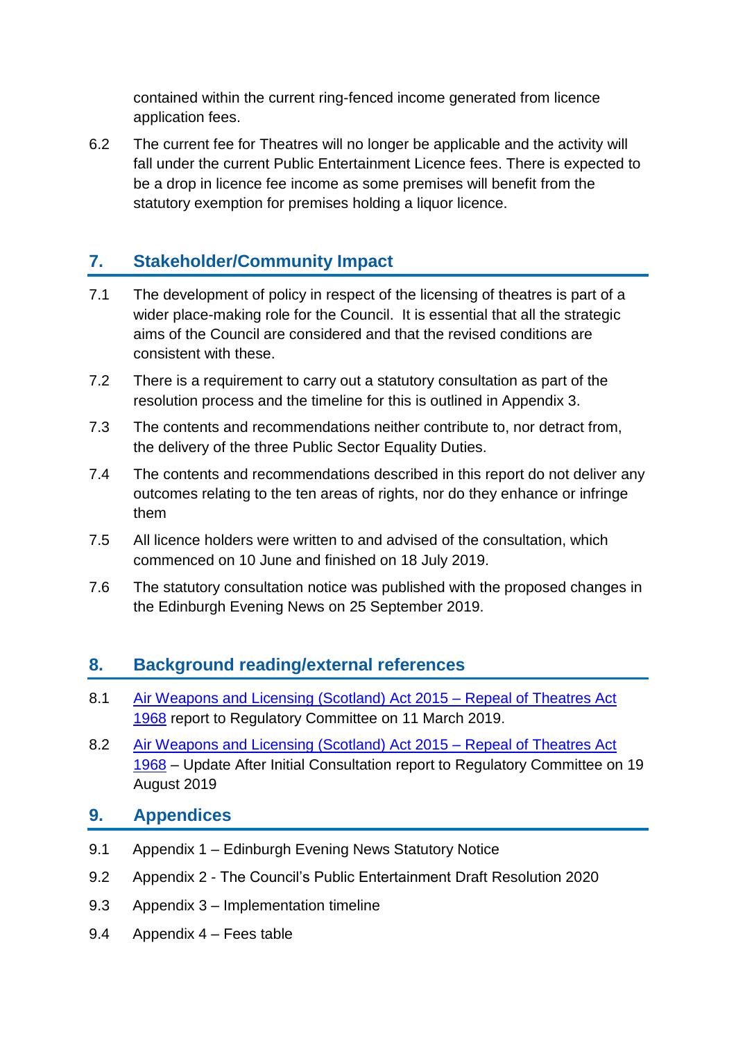contained within the current ring-fenced income generated from licence application fees.

6.2 The current fee for Theatres will no longer be applicable and the activity will fall under the current Public Entertainment Licence fees. There is expected to be a drop in licence fee income as some premises will benefit from the statutory exemption for premises holding a liquor licence.

## 7. Stakeholder/Community Impact

7.1 The development of policy in respect of the licensing of theatres is part of a wider place-making role for the Council. It is essential that all the strategic aims of the Council are considered and that the revised conditions are consistent with these.

7.2 There is a requirement to carry out a statutory consultation as part of the resolution process and the timeline for this is outlined in Appendix 3.

7.3 The contents and recommendations neither contribute to, nor detract from, the delivery of the three Public Sector Equality Duties.

7.4 The contents and recommendations described in this report do not deliver any outcomes relating to the ten areas of rights, nor do they enhance or infringe them

7.5 All licence holders were written to and advised of the consultation, which commenced on 10 June and finished on 18 July 2019.

7.6 The statutory consultation notice was published with the proposed changes in the Edinburgh Evening News on 25 September 2019.

## 8. Background reading/external references

8.1 Air Weapons and Licensing (Scotland) Act 2015 – Repeal of Theatres Act 1968 report to Regulatory Committee on 11 March 2019.

8.2 Air Weapons and Licensing (Scotland) Act 2015 – Repeal of Theatres Act 1968 – Update After Initial Consultation report to Regulatory Committee on 19 August 2019

## 9. Appendices

9.1 Appendix 1 – Edinburgh Evening News Statutory Notice

9.2 Appendix 2 - The Council's Public Entertainment Draft Resolution 2020

9.3 Appendix 3 – Implementation timeline

9.4 Appendix 4 – Fees table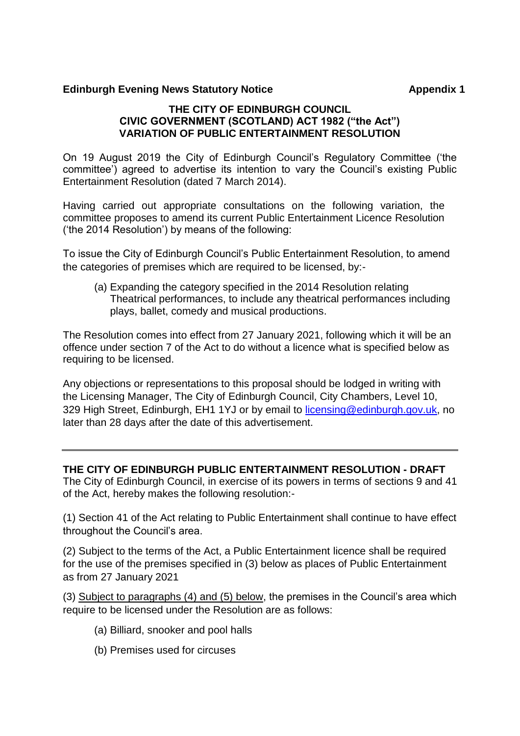**Edinburgh Evening News Statutory Notice** **Appendix 1**

**THE CITY OF EDINBURGH COUNCIL**
**CIVIC GOVERNMENT (SCOTLAND) ACT 1982 ("the Act")**
**VARIATION OF PUBLIC ENTERTAINMENT RESOLUTION**

On 19 August 2019 the City of Edinburgh Council's Regulatory Committee ('the committee') agreed to advertise its intention to vary the Council's existing Public Entertainment Resolution (dated 7 March 2014).

Having carried out appropriate consultations on the following variation, the committee proposes to amend its current Public Entertainment Licence Resolution ('the 2014 Resolution') by means of the following:

To issue the City of Edinburgh Council's Public Entertainment Resolution, to amend the categories of premises which are required to be licensed, by:-

(a) Expanding the category specified in the 2014 Resolution relating Theatrical performances, to include any theatrical performances including plays, ballet, comedy and musical productions.

The Resolution comes into effect from 27 January 2021, following which it will be an offence under section 7 of the Act to do without a licence what is specified below as requiring to be licensed.

Any objections or representations to this proposal should be lodged in writing with the Licensing Manager, The City of Edinburgh Council, City Chambers, Level 10, 329 High Street, Edinburgh, EH1 1YJ or by email to licensing@edinburgh.gov.uk, no later than 28 days after the date of this advertisement.

---

**THE CITY OF EDINBURGH PUBLIC ENTERTAINMENT RESOLUTION - DRAFT**

The City of Edinburgh Council, in exercise of its powers in terms of sections 9 and 41 of the Act, hereby makes the following resolution:-

(1) Section 41 of the Act relating to Public Entertainment shall continue to have effect throughout the Council's area.

(2) Subject to the terms of the Act, a Public Entertainment licence shall be required for the use of the premises specified in (3) below as places of Public Entertainment as from 27 January 2021

(3) Subject to paragraphs (4) and (5) below, the premises in the Council's area which require to be licensed under the Resolution are as follows:

(a) Billiard, snooker and pool halls

(b) Premises used for circuses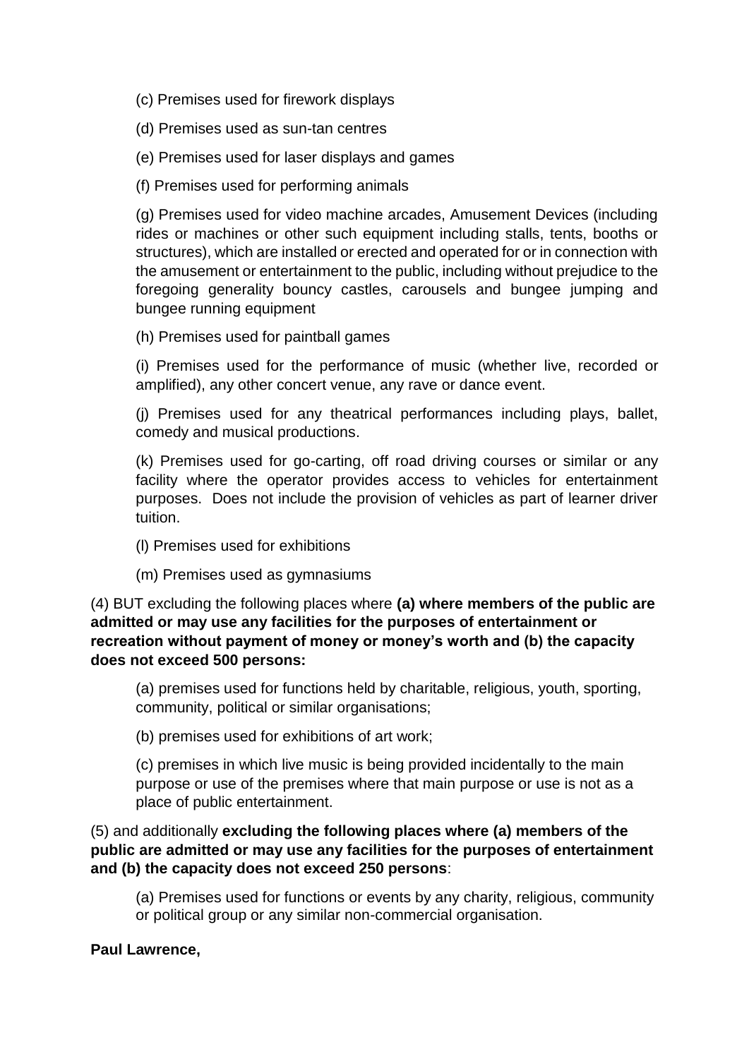(c) Premises used for firework displays

(d) Premises used as sun-tan centres

(e) Premises used for laser displays and games

(f) Premises used for performing animals

(g) Premises used for video machine arcades, Amusement Devices (including rides or machines or other such equipment including stalls, tents, booths or structures), which are installed or erected and operated for or in connection with the amusement or entertainment to the public, including without prejudice to the foregoing generality bouncy castles, carousels and bungee jumping and bungee running equipment

(h) Premises used for paintball games

(i) Premises used for the performance of music (whether live, recorded or amplified), any other concert venue, any rave or dance event.

(j) Premises used for any theatrical performances including plays, ballet, comedy and musical productions.

(k) Premises used for go-carting, off road driving courses or similar or any facility where the operator provides access to vehicles for entertainment purposes. Does not include the provision of vehicles as part of learner driver tuition.

(l) Premises used for exhibitions

(m) Premises used as gymnasiums

(4) BUT excluding the following places where **(a) where members of the public are admitted or may use any facilities for the purposes of entertainment or recreation without payment of money or money's worth and (b) the capacity does not exceed 500 persons:**

(a) premises used for functions held by charitable, religious, youth, sporting, community, political or similar organisations;

(b) premises used for exhibitions of art work;

(c) premises in which live music is being provided incidentally to the main purpose or use of the premises where that main purpose or use is not as a place of public entertainment.

(5) and additionally **excluding the following places where (a) members of the public are admitted or may use any facilities for the purposes of entertainment and (b) the capacity does not exceed 250 persons**:

(a) Premises used for functions or events by any charity, religious, community or political group or any similar non-commercial organisation.

**Paul Lawrence,**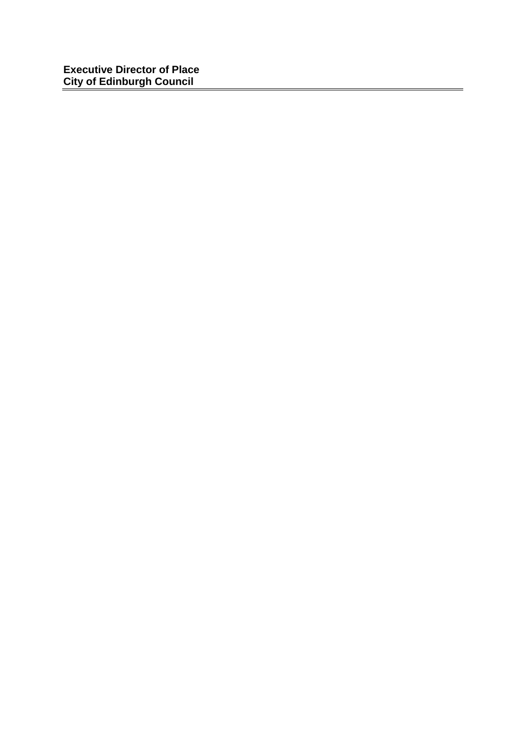**Executive Director of Place**
**City of Edinburgh Council**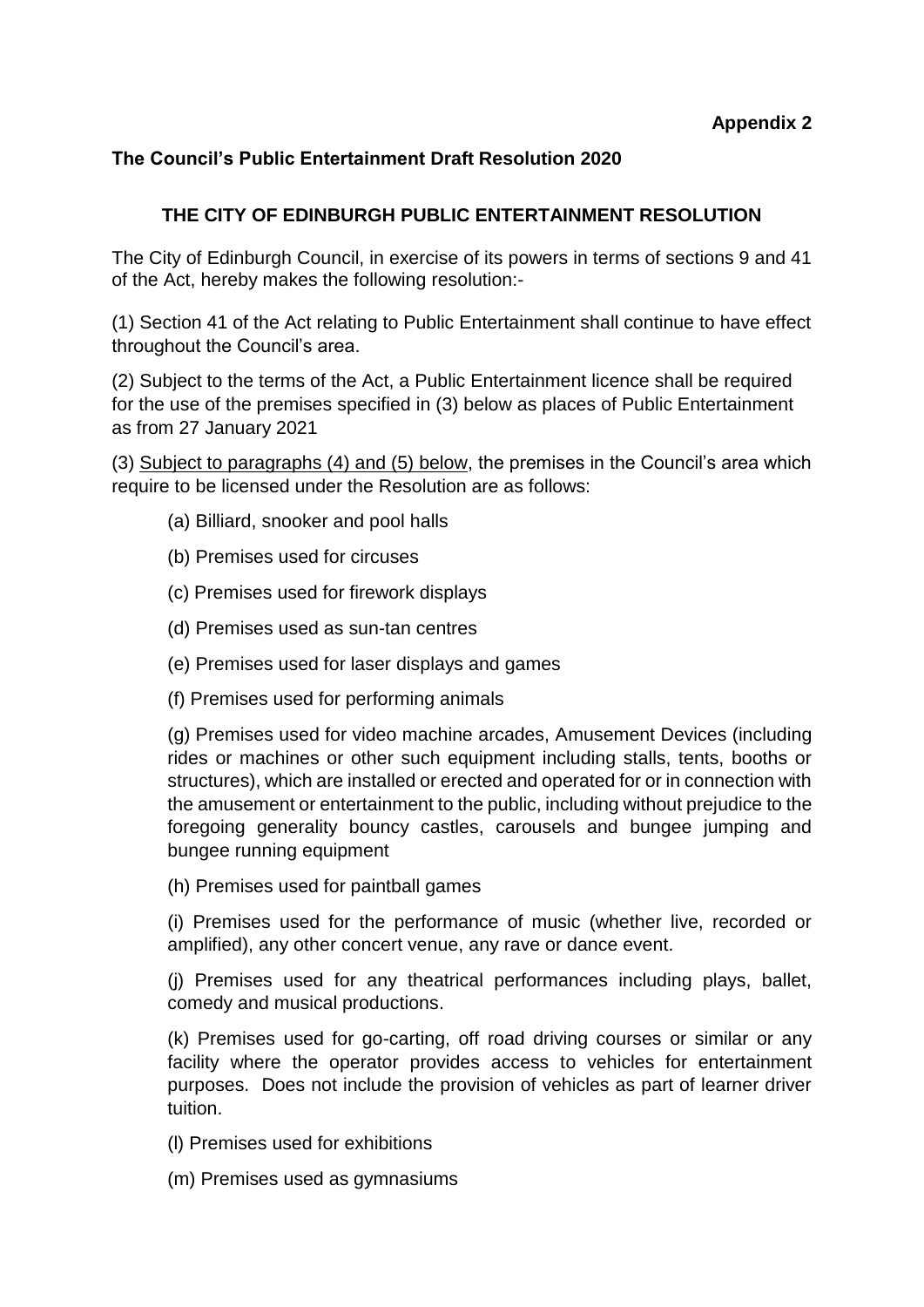**Appendix 2**

**The Council's Public Entertainment Draft Resolution 2020**

**THE CITY OF EDINBURGH PUBLIC ENTERTAINMENT RESOLUTION**

The City of Edinburgh Council, in exercise of its powers in terms of sections 9 and 41 of the Act, hereby makes the following resolution:-

(1) Section 41 of the Act relating to Public Entertainment shall continue to have effect throughout the Council's area.

(2) Subject to the terms of the Act, a Public Entertainment licence shall be required for the use of the premises specified in (3) below as places of Public Entertainment as from 27 January 2021

(3) Subject to paragraphs (4) and (5) below, the premises in the Council's area which require to be licensed under the Resolution are as follows:

(a) Billiard, snooker and pool halls

(b) Premises used for circuses

(c) Premises used for firework displays

(d) Premises used as sun-tan centres

(e) Premises used for laser displays and games

(f) Premises used for performing animals

(g) Premises used for video machine arcades, Amusement Devices (including rides or machines or other such equipment including stalls, tents, booths or structures), which are installed or erected and operated for or in connection with the amusement or entertainment to the public, including without prejudice to the foregoing generality bouncy castles, carousels and bungee jumping and bungee running equipment

(h) Premises used for paintball games

(i) Premises used for the performance of music (whether live, recorded or amplified), any other concert venue, any rave or dance event.

(j) Premises used for any theatrical performances including plays, ballet, comedy and musical productions.

(k) Premises used for go-carting, off road driving courses or similar or any facility where the operator provides access to vehicles for entertainment purposes. Does not include the provision of vehicles as part of learner driver tuition.

(l) Premises used for exhibitions

(m) Premises used as gymnasiums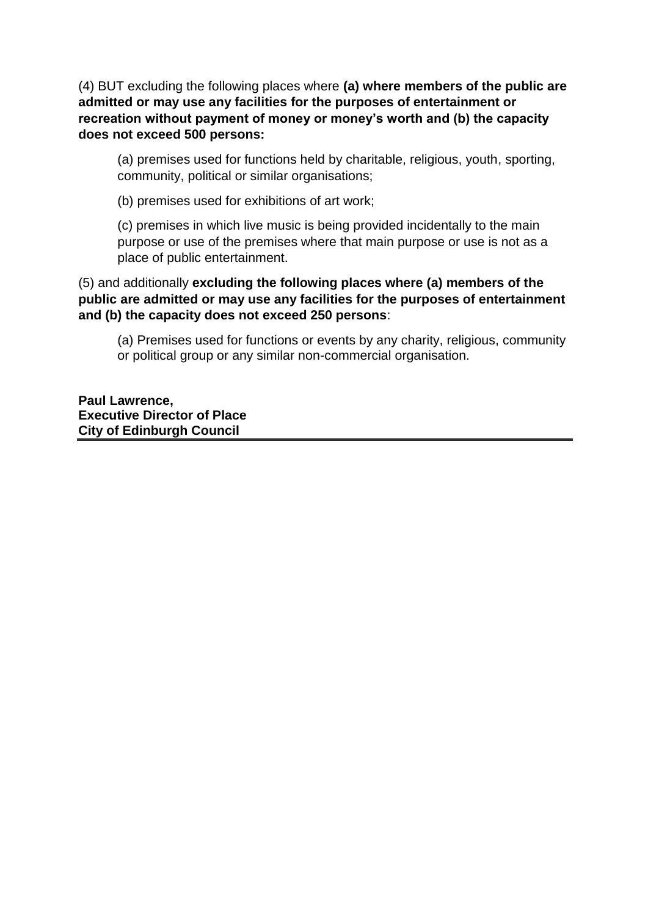(4) BUT excluding the following places where **(a) where members of the public are admitted or may use any facilities for the purposes of entertainment or recreation without payment of money or money's worth and (b) the capacity does not exceed 500 persons:**

> (a) premises used for functions held by charitable, religious, youth, sporting, community, political or similar organisations;
>
> (b) premises used for exhibitions of art work;
>
> (c) premises in which live music is being provided incidentally to the main purpose or use of the premises where that main purpose or use is not as a place of public entertainment.

(5) and additionally **excluding the following places where (a) members of the public are admitted or may use any facilities for the purposes of entertainment and (b) the capacity does not exceed 250 persons**:

> (a) Premises used for functions or events by any charity, religious, community or political group or any similar non-commercial organisation.

**Paul Lawrence,**
**Executive Director of Place**
**City of Edinburgh Council**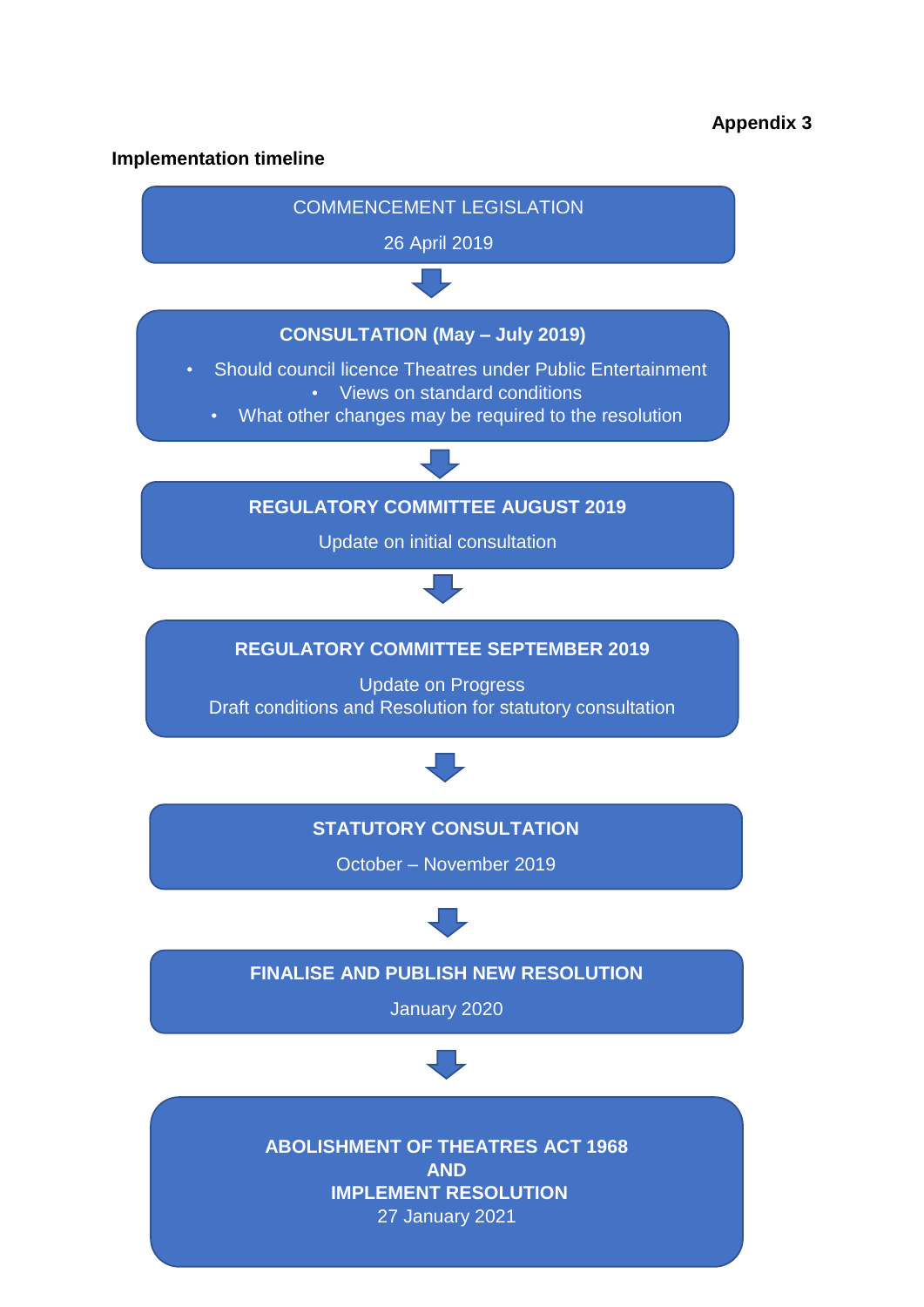**Appendix 3**

**Implementation timeline**

COMMENCEMENT LEGISLATION

26 April 2019

↓

**CONSULTATION (May – July 2019)**

- Should council licence Theatres under Public Entertainment
- Views on standard conditions
- What other changes may be required to the resolution

↓

**REGULATORY COMMITTEE AUGUST 2019**

Update on initial consultation

↓

**REGULATORY COMMITTEE SEPTEMBER 2019**

Update on Progress
Draft conditions and Resolution for statutory consultation

↓

**STATUTORY CONSULTATION**

October – November 2019

↓

**FINALISE AND PUBLISH NEW RESOLUTION**

January 2020

↓

**ABOLISHMENT OF THEATRES ACT 1968**
**AND**
**IMPLEMENT RESOLUTION**
27 January 2021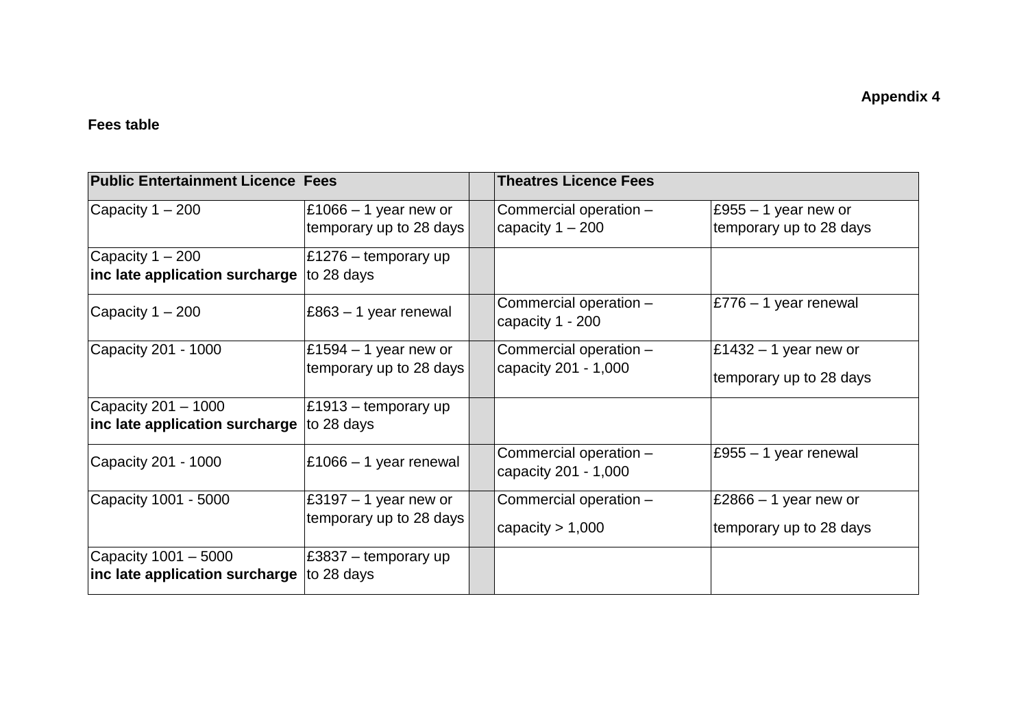**Appendix 4**

**Fees table**

| **Public Entertainment Licence Fees** | | | **Theatres Licence Fees** | |
|---|---|---|---|---|
| Capacity 1 – 200 | £1066 – 1 year new or temporary up to 28 days | | Commercial operation – capacity 1 – 200 | £955 – 1 year new or temporary up to 28 days |
| Capacity 1 – 200 **inc late application surcharge** | £1276 – temporary up to 28 days | | | |
| Capacity 1 – 200 | £863 – 1 year renewal | | Commercial operation – capacity 1 - 200 | £776 – 1 year renewal |
| Capacity 201 - 1000 | £1594 – 1 year new or temporary up to 28 days | | Commercial operation – capacity 201 - 1,000 | £1432 – 1 year new or temporary up to 28 days |
| Capacity 201 – 1000 **inc late application surcharge** | £1913 – temporary up to 28 days | | | |
| Capacity 201 - 1000 | £1066 – 1 year renewal | | Commercial operation – capacity 201 - 1,000 | £955 – 1 year renewal |
| Capacity 1001 - 5000 | £3197 – 1 year new or temporary up to 28 days | | Commercial operation – capacity > 1,000 | £2866 – 1 year new or temporary up to 28 days |
| Capacity 1001 – 5000 **inc late application surcharge** | £3837 – temporary up to 28 days | | | |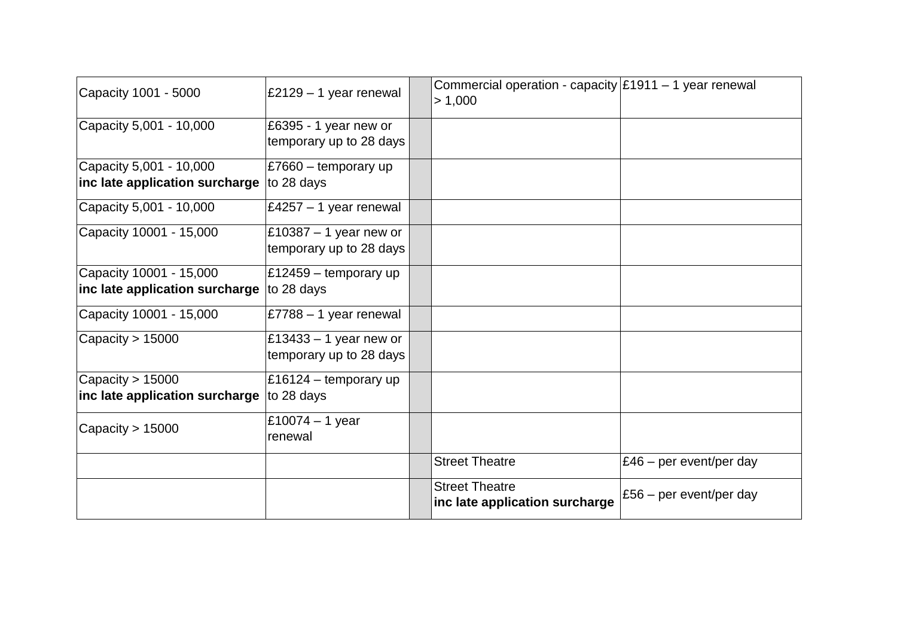| Capacity 1001 - 5000 | £2129 – 1 year renewal | | Commercial operation - capacity > 1,000 | £1911 – 1 year renewal |
|---|---|---|---|---|
| Capacity 5,001 - 10,000 | £6395 - 1 year new or temporary up to 28 days | | | |
| Capacity 5,001 - 10,000 **inc late application surcharge** | £7660 – temporary up to 28 days | | | |
| Capacity 5,001 - 10,000 | £4257 – 1 year renewal | | | |
| Capacity 10001 - 15,000 | £10387 – 1 year new or temporary up to 28 days | | | |
| Capacity 10001 - 15,000 **inc late application surcharge** | £12459 – temporary up to 28 days | | | |
| Capacity 10001 - 15,000 | £7788 – 1 year renewal | | | |
| Capacity > 15000 | £13433 – 1 year new or temporary up to 28 days | | | |
| Capacity > 15000 **inc late application surcharge** | £16124 – temporary up to 28 days | | | |
| Capacity > 15000 | £10074 – 1 year renewal | | | |
| | | | Street Theatre | £46 – per event/per day |
| | | | Street Theatre **inc late application surcharge** | £56 – per event/per day |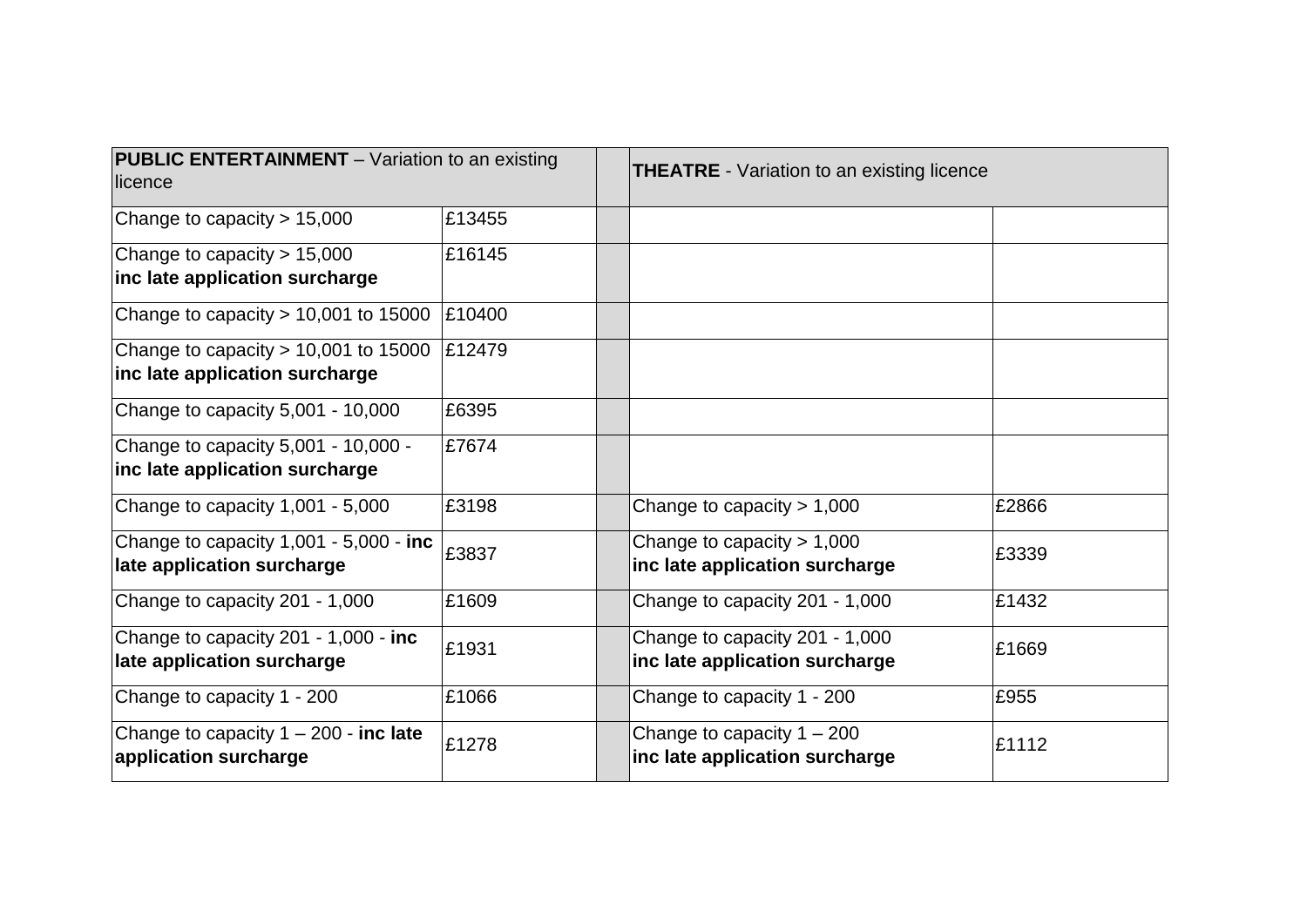| **PUBLIC ENTERTAINMENT** – Variation to an existing licence | | | **THEATRE** - Variation to an existing licence | |
|---|---|---|---|---|
| Change to capacity > 15,000 | £13455 | | | |
| Change to capacity > 15,000 **inc late application surcharge** | £16145 | | | |
| Change to capacity > 10,001 to 15000 | £10400 | | | |
| Change to capacity > 10,001 to 15000 **inc late application surcharge** | £12479 | | | |
| Change to capacity 5,001 - 10,000 | £6395 | | | |
| Change to capacity 5,001 - 10,000 - **inc late application surcharge** | £7674 | | | |
| Change to capacity 1,001 - 5,000 | £3198 | | Change to capacity > 1,000 | £2866 |
| Change to capacity 1,001 - 5,000 - **inc late application surcharge** | £3837 | | Change to capacity > 1,000 **inc late application surcharge** | £3339 |
| Change to capacity 201 - 1,000 | £1609 | | Change to capacity 201 - 1,000 | £1432 |
| Change to capacity 201 - 1,000 - **inc late application surcharge** | £1931 | | Change to capacity 201 - 1,000 **inc late application surcharge** | £1669 |
| Change to capacity 1 - 200 | £1066 | | Change to capacity 1 - 200 | £955 |
| Change to capacity 1 – 200 - **inc late application surcharge** | £1278 | | Change to capacity 1 – 200 **inc late application surcharge** | £1112 |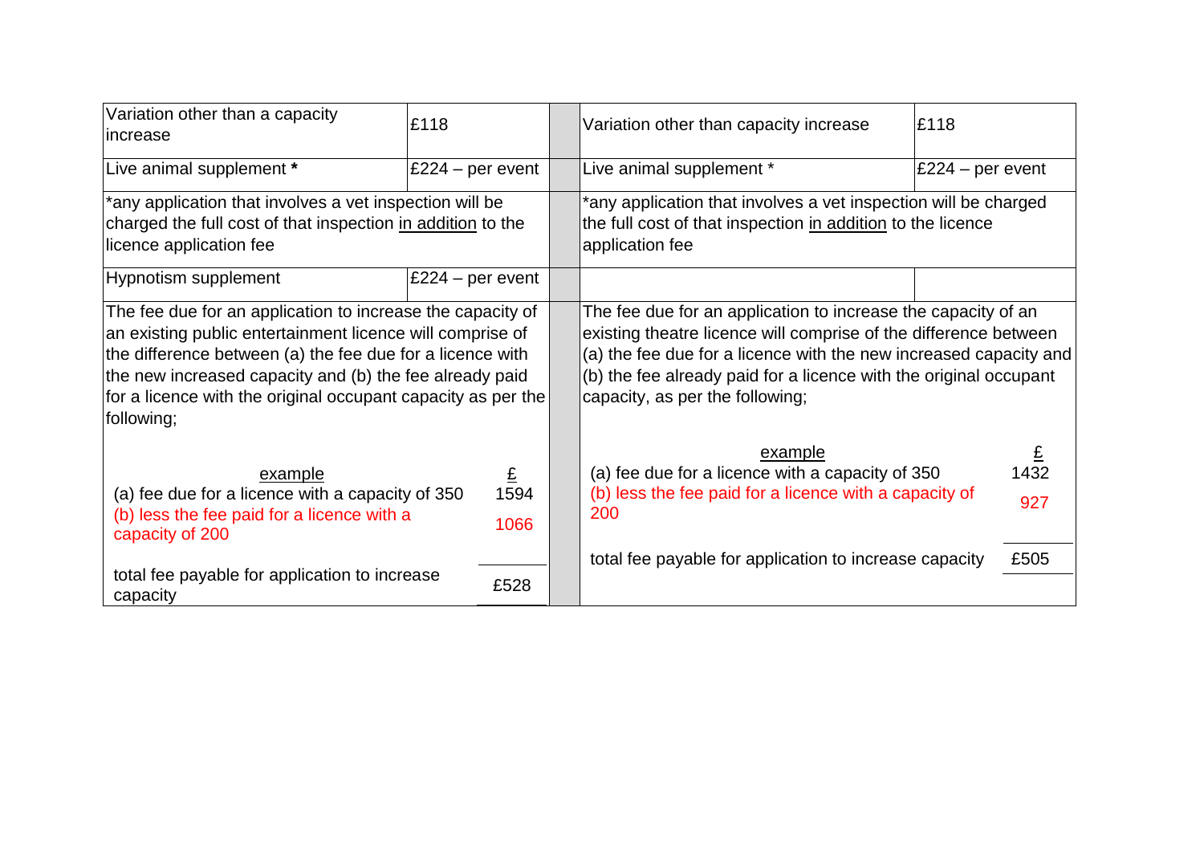| Variation other than a capacity increase | £118 | | Variation other than capacity increase | £118 |
|---|---|---|---|---|
| Live animal supplement * | £224 – per event | | Live animal supplement * | £224 – per event |
| *any application that involves a vet inspection will be charged the full cost of that inspection in addition to the licence application fee | | | *any application that involves a vet inspection will be charged the full cost of that inspection in addition to the licence application fee | |
| Hypnotism supplement | £224 – per event | | | |
| The fee due for an application to increase the capacity of an existing public entertainment licence will comprise of the difference between (a) the fee due for a licence with the new increased capacity and (b) the fee already paid for a licence with the original occupant capacity as per the following; | | | The fee due for an application to increase the capacity of an existing theatre licence will comprise of the difference between (a) the fee due for a licence with the new increased capacity and (b) the fee already paid for a licence with the original occupant capacity, as per the following; | |
| example | £ | | example | £ |
| (a) fee due for a licence with a capacity of 350 | 1594 | | (a) fee due for a licence with a capacity of 350 | 1432 |
| (b) less the fee paid for a licence with a capacity of 200 | 1066 | | (b) less the fee paid for a licence with a capacity of 200 | 927 |
| total fee payable for application to increase capacity | £528 | | total fee payable for application to increase capacity | £505 |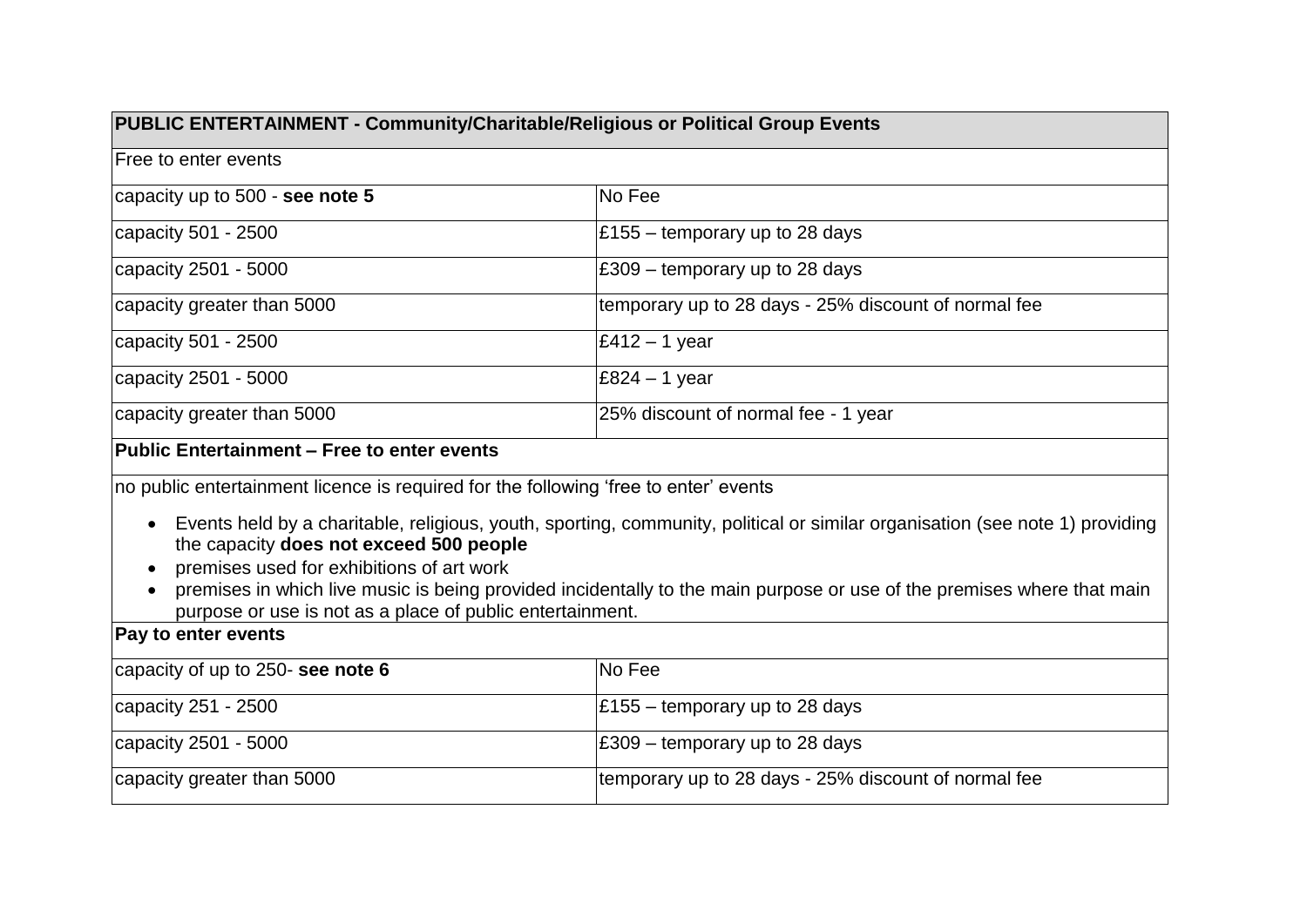| PUBLIC ENTERTAINMENT - Community/Charitable/Religious or Political Group Events | |
|---|---|
| Free to enter events | |
| capacity up to 500 - **see note 5** | No Fee |
| capacity 501 - 2500 | £155 – temporary up to 28 days |
| capacity 2501 - 5000 | £309 – temporary up to 28 days |
| capacity greater than 5000 | temporary up to 28 days - 25% discount of normal fee |
| capacity 501 - 2500 | £412 – 1 year |
| capacity 2501 - 5000 | £824 – 1 year |
| capacity greater than 5000 | 25% discount of normal fee - 1 year |

**Public Entertainment – Free to enter events**

no public entertainment licence is required for the following 'free to enter' events

- Events held by a charitable, religious, youth, sporting, community, political or similar organisation (see note 1) providing the capacity **does not exceed 500 people**
- premises used for exhibitions of art work
- premises in which live music is being provided incidentally to the main purpose or use of the premises where that main purpose or use is not as a place of public entertainment.

| Pay to enter events | |
|---|---|
| capacity of up to 250- **see note 6** | No Fee |
| capacity 251 - 2500 | £155 – temporary up to 28 days |
| capacity 2501 - 5000 | £309 – temporary up to 28 days |
| capacity greater than 5000 | temporary up to 28 days - 25% discount of normal fee |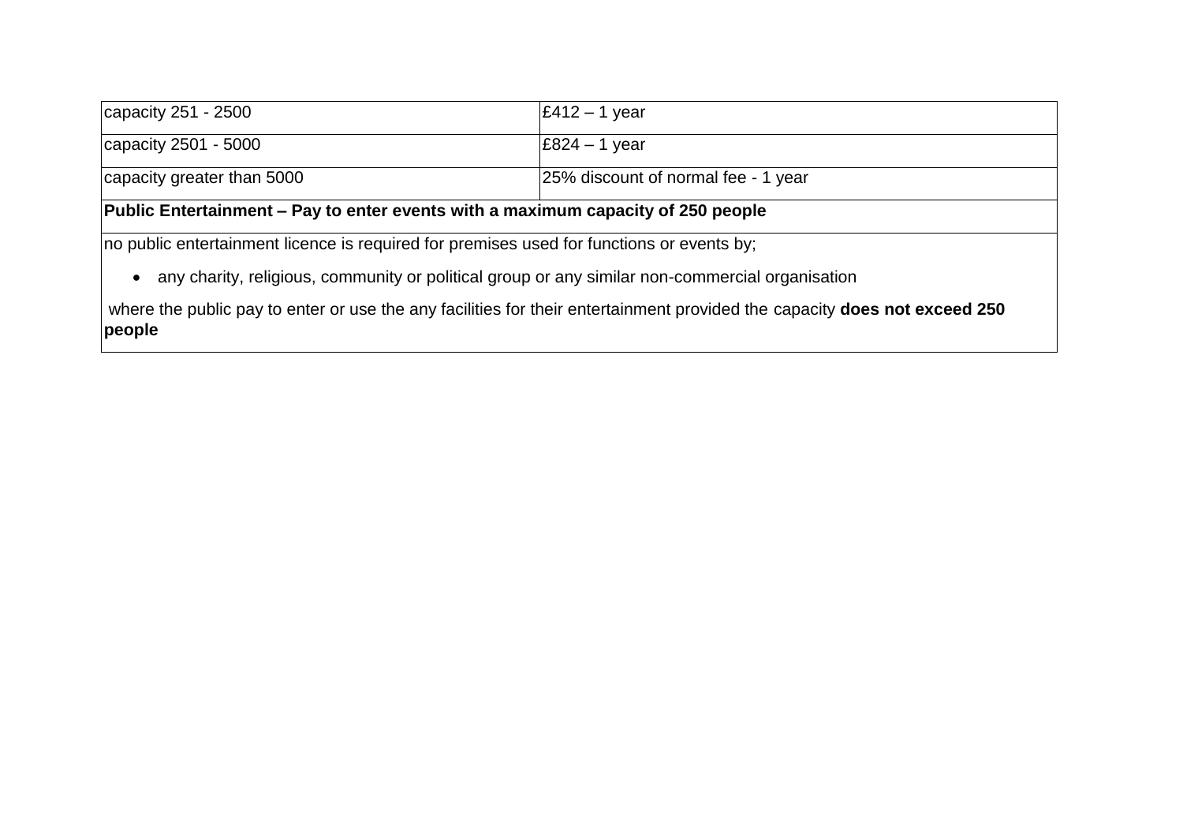| | |
|---|---|
| capacity 251 - 2500 | £412 – 1 year |
| capacity 2501 - 5000 | £824 – 1 year |
| capacity greater than 5000 | 25% discount of normal fee - 1 year |
| **Public Entertainment – Pay to enter events with a maximum capacity of 250 people** | |
| no public entertainment licence is required for premises used for functions or events by;<br><br>• any charity, religious, community or political group or any similar non-commercial organisation<br><br>where the public pay to enter or use the any facilities for their entertainment provided the capacity **does not exceed 250 people** | |